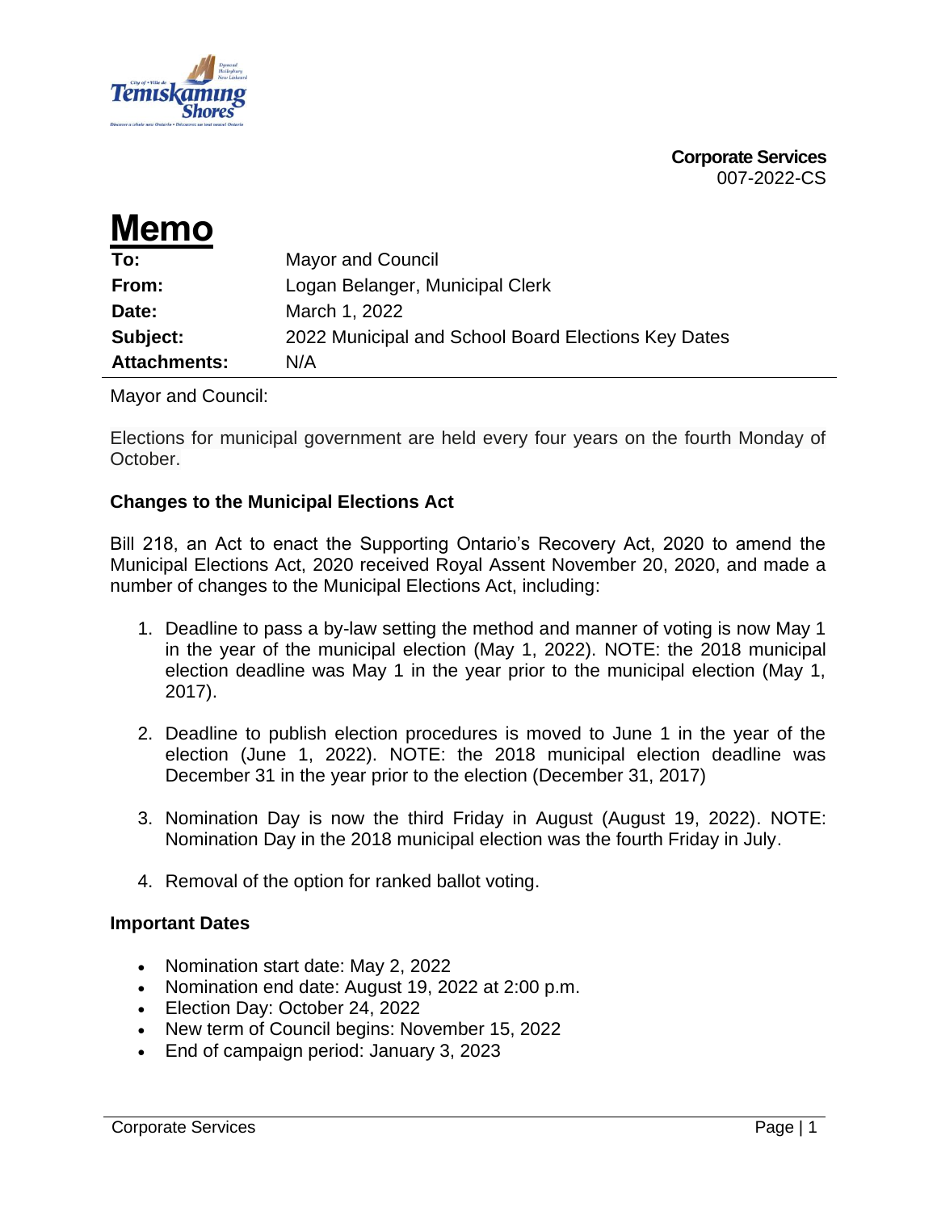**Corporate Services**
007-2022-CS

# Memo

| | |
|---|---|
| **To:** | Mayor and Council |
| **From:** | Logan Belanger, Municipal Clerk |
| **Date:** | March 1, 2022 |
| **Subject:** | 2022 Municipal and School Board Elections Key Dates |
| **Attachments:** | N/A |

Mayor and Council:

Elections for municipal government are held every four years on the fourth Monday of October.

**Changes to the Municipal Elections Act**

Bill 218, an Act to enact the Supporting Ontario's Recovery Act, 2020 to amend the Municipal Elections Act, 2020 received Royal Assent November 20, 2020, and made a number of changes to the Municipal Elections Act, including:

1. Deadline to pass a by-law setting the method and manner of voting is now May 1 in the year of the municipal election (May 1, 2022). NOTE: the 2018 municipal election deadline was May 1 in the year prior to the municipal election (May 1, 2017).

2. Deadline to publish election procedures is moved to June 1 in the year of the election (June 1, 2022). NOTE: the 2018 municipal election deadline was December 31 in the year prior to the election (December 31, 2017)

3. Nomination Day is now the third Friday in August (August 19, 2022). NOTE: Nomination Day in the 2018 municipal election was the fourth Friday in July.

4. Removal of the option for ranked ballot voting.

**Important Dates**

- Nomination start date: May 2, 2022
- Nomination end date: August 19, 2022 at 2:00 p.m.
- Election Day: October 24, 2022
- New term of Council begins: November 15, 2022
- End of campaign period: January 3, 2023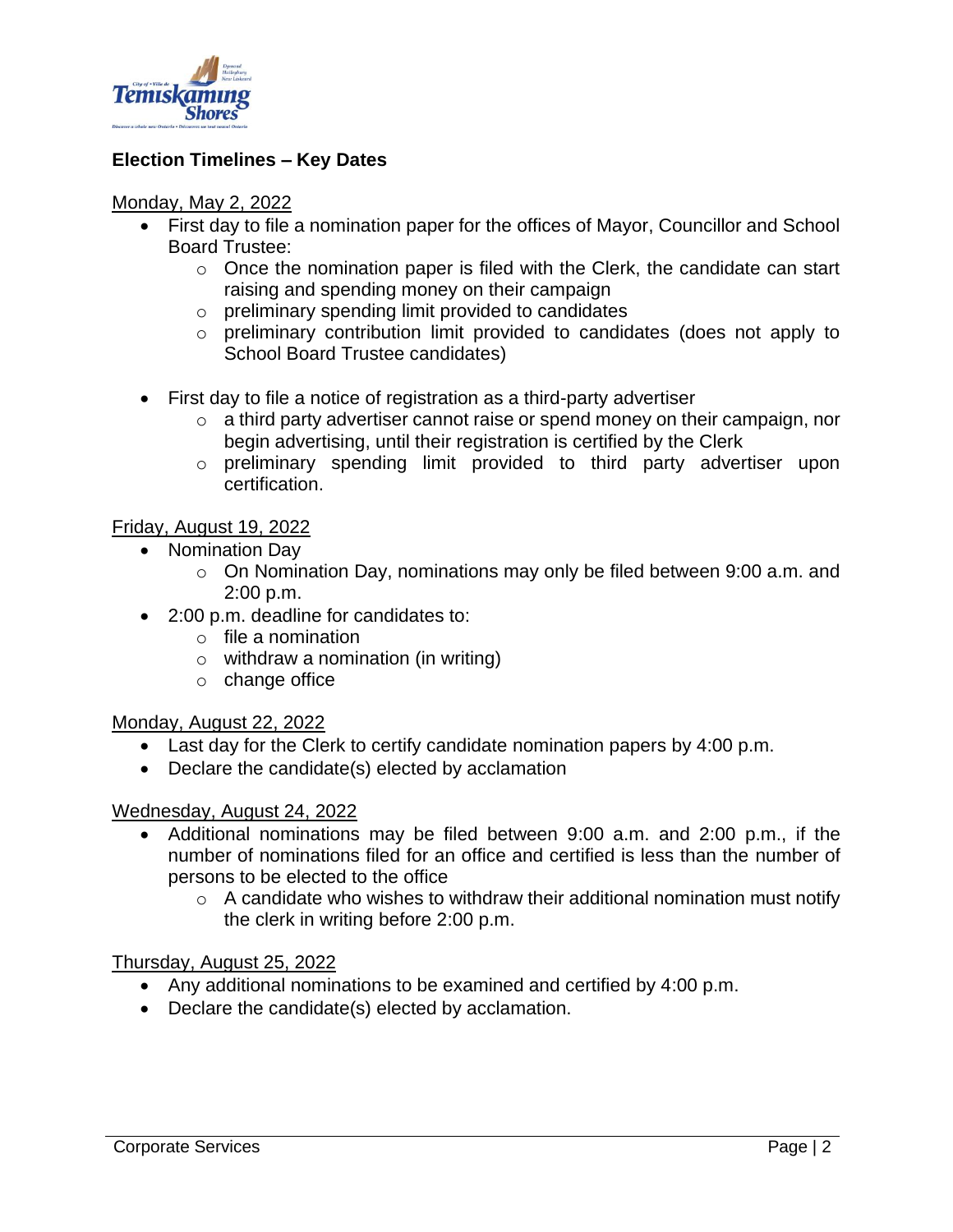## Election Timelines – Key Dates

Monday, May 2, 2022

- First day to file a nomination paper for the offices of Mayor, Councillor and School Board Trustee:
  - Once the nomination paper is filed with the Clerk, the candidate can start raising and spending money on their campaign
  - preliminary spending limit provided to candidates
  - preliminary contribution limit provided to candidates (does not apply to School Board Trustee candidates)

- First day to file a notice of registration as a third-party advertiser
  - a third party advertiser cannot raise or spend money on their campaign, nor begin advertising, until their registration is certified by the Clerk
  - preliminary spending limit provided to third party advertiser upon certification.

Friday, August 19, 2022

- Nomination Day
  - On Nomination Day, nominations may only be filed between 9:00 a.m. and 2:00 p.m.
- 2:00 p.m. deadline for candidates to:
  - file a nomination
  - withdraw a nomination (in writing)
  - change office

Monday, August 22, 2022

- Last day for the Clerk to certify candidate nomination papers by 4:00 p.m.
- Declare the candidate(s) elected by acclamation

Wednesday, August 24, 2022

- Additional nominations may be filed between 9:00 a.m. and 2:00 p.m., if the number of nominations filed for an office and certified is less than the number of persons to be elected to the office
  - A candidate who wishes to withdraw their additional nomination must notify the clerk in writing before 2:00 p.m.

Thursday, August 25, 2022

- Any additional nominations to be examined and certified by 4:00 p.m.
- Declare the candidate(s) elected by acclamation.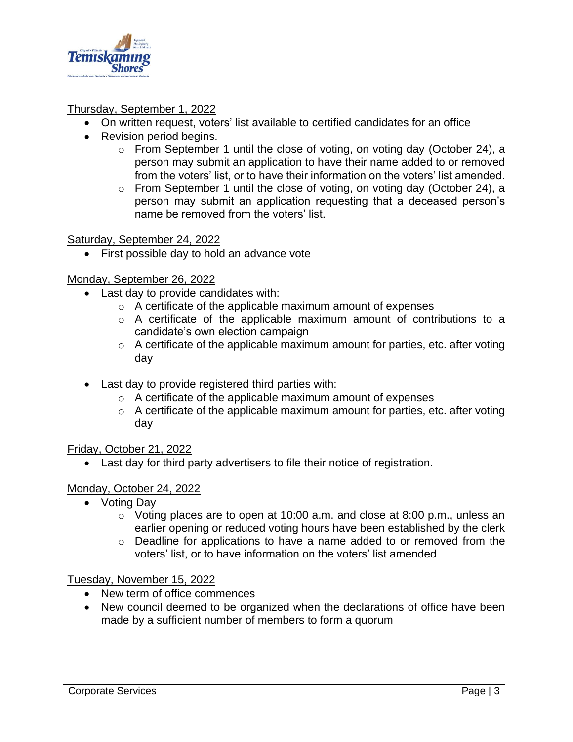Thursday, September 1, 2022

- On written request, voters' list available to certified candidates for an office
- Revision period begins.
  - From September 1 until the close of voting, on voting day (October 24), a person may submit an application to have their name added to or removed from the voters' list, or to have their information on the voters' list amended.
  - From September 1 until the close of voting, on voting day (October 24), a person may submit an application requesting that a deceased person's name be removed from the voters' list.

Saturday, September 24, 2022

- First possible day to hold an advance vote

Monday, September 26, 2022

- Last day to provide candidates with:
  - A certificate of the applicable maximum amount of expenses
  - A certificate of the applicable maximum amount of contributions to a candidate's own election campaign
  - A certificate of the applicable maximum amount for parties, etc. after voting day
- Last day to provide registered third parties with:
  - A certificate of the applicable maximum amount of expenses
  - A certificate of the applicable maximum amount for parties, etc. after voting day

Friday, October 21, 2022

- Last day for third party advertisers to file their notice of registration.

Monday, October 24, 2022

- Voting Day
  - Voting places are to open at 10:00 a.m. and close at 8:00 p.m., unless an earlier opening or reduced voting hours have been established by the clerk
  - Deadline for applications to have a name added to or removed from the voters' list, or to have information on the voters' list amended

Tuesday, November 15, 2022

- New term of office commences
- New council deemed to be organized when the declarations of office have been made by a sufficient number of members to form a quorum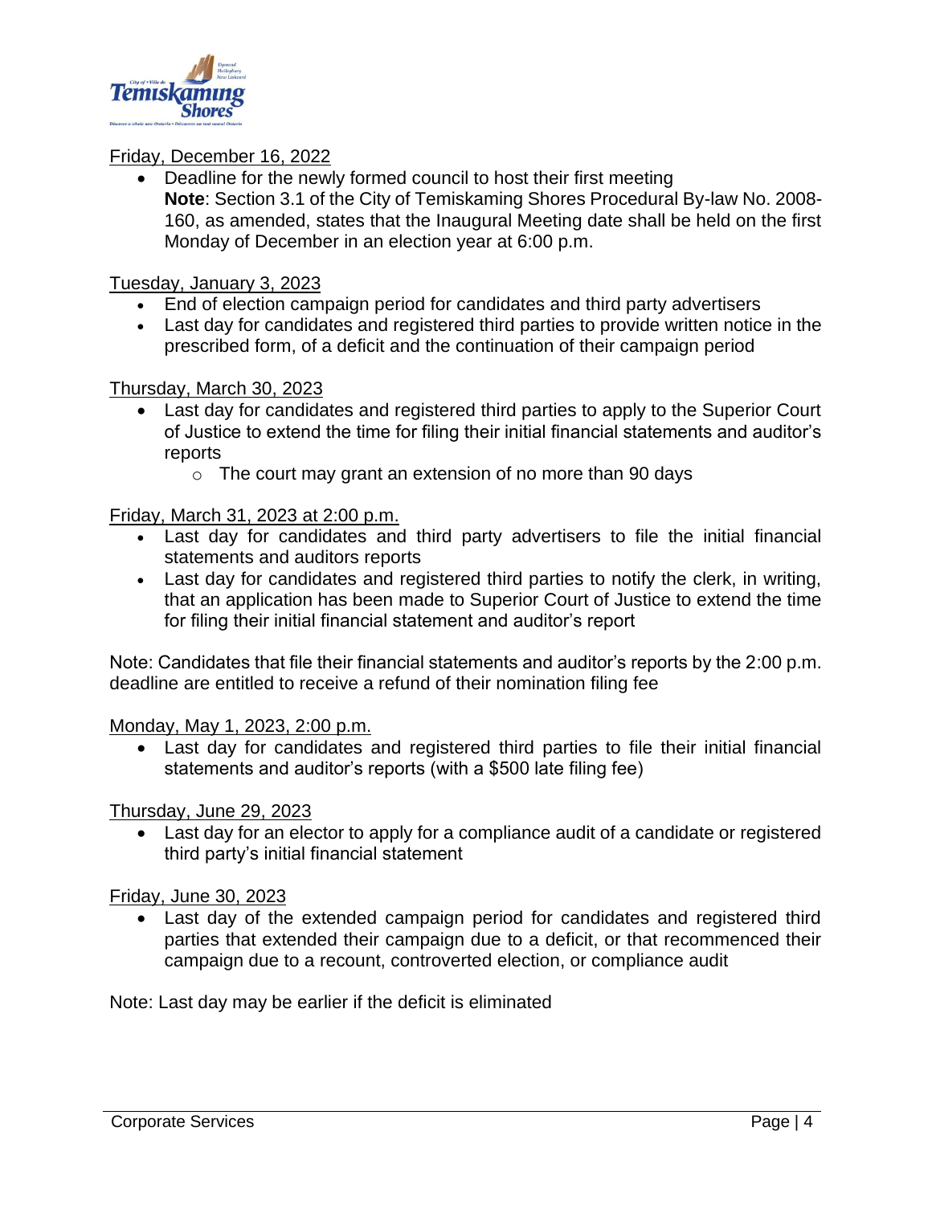Friday, December 16, 2022

- Deadline for the newly formed council to host their first meeting
  **Note**: Section 3.1 of the City of Temiskaming Shores Procedural By-law No. 2008-160, as amended, states that the Inaugural Meeting date shall be held on the first Monday of December in an election year at 6:00 p.m.

Tuesday, January 3, 2023

- End of election campaign period for candidates and third party advertisers
- Last day for candidates and registered third parties to provide written notice in the prescribed form, of a deficit and the continuation of their campaign period

Thursday, March 30, 2023

- Last day for candidates and registered third parties to apply to the Superior Court of Justice to extend the time for filing their initial financial statements and auditor's reports
  - The court may grant an extension of no more than 90 days

Friday, March 31, 2023 at 2:00 p.m.

- Last day for candidates and third party advertisers to file the initial financial statements and auditors reports
- Last day for candidates and registered third parties to notify the clerk, in writing, that an application has been made to Superior Court of Justice to extend the time for filing their initial financial statement and auditor's report

Note: Candidates that file their financial statements and auditor's reports by the 2:00 p.m. deadline are entitled to receive a refund of their nomination filing fee

Monday, May 1, 2023, 2:00 p.m.

- Last day for candidates and registered third parties to file their initial financial statements and auditor's reports (with a $500 late filing fee)

Thursday, June 29, 2023

- Last day for an elector to apply for a compliance audit of a candidate or registered third party's initial financial statement

Friday, June 30, 2023

- Last day of the extended campaign period for candidates and registered third parties that extended their campaign due to a deficit, or that recommenced their campaign due to a recount, controverted election, or compliance audit

Note: Last day may be earlier if the deficit is eliminated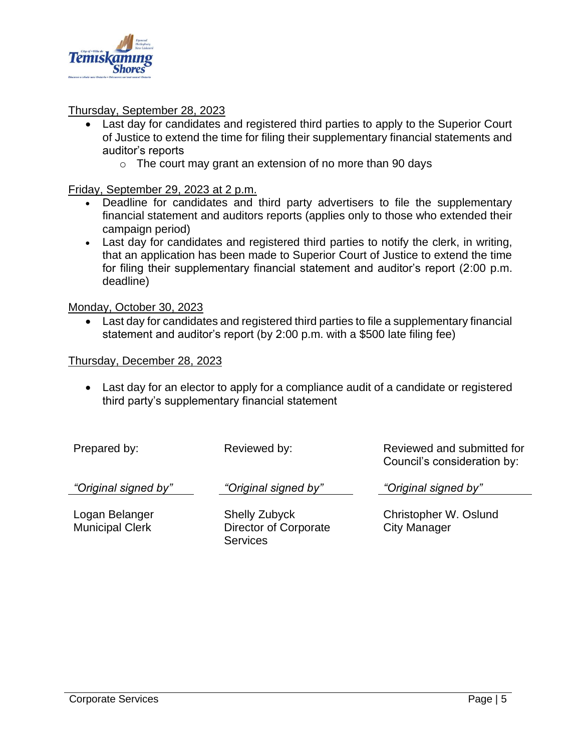<u>Thursday, September 28, 2023</u>

- Last day for candidates and registered third parties to apply to the Superior Court of Justice to extend the time for filing their supplementary financial statements and auditor's reports
  - The court may grant an extension of no more than 90 days

<u>Friday, September 29, 2023 at 2 p.m.</u>

- Deadline for candidates and third party advertisers to file the supplementary financial statement and auditors reports (applies only to those who extended their campaign period)
- Last day for candidates and registered third parties to notify the clerk, in writing, that an application has been made to Superior Court of Justice to extend the time for filing their supplementary financial statement and auditor's report (2:00 p.m. deadline)

<u>Monday, October 30, 2023</u>

- Last day for candidates and registered third parties to file a supplementary financial statement and auditor's report (by 2:00 p.m. with a $500 late filing fee)

<u>Thursday, December 28, 2023</u>

- Last day for an elector to apply for a compliance audit of a candidate or registered third party's supplementary financial statement

| Prepared by: | Reviewed by: | Reviewed and submitted for Council's consideration by: |
|---|---|---|
| *"Original signed by"* | *"Original signed by"* | *"Original signed by"* |
| Logan Belanger<br>Municipal Clerk | Shelly Zubyck<br>Director of Corporate Services | Christopher W. Oslund<br>City Manager |